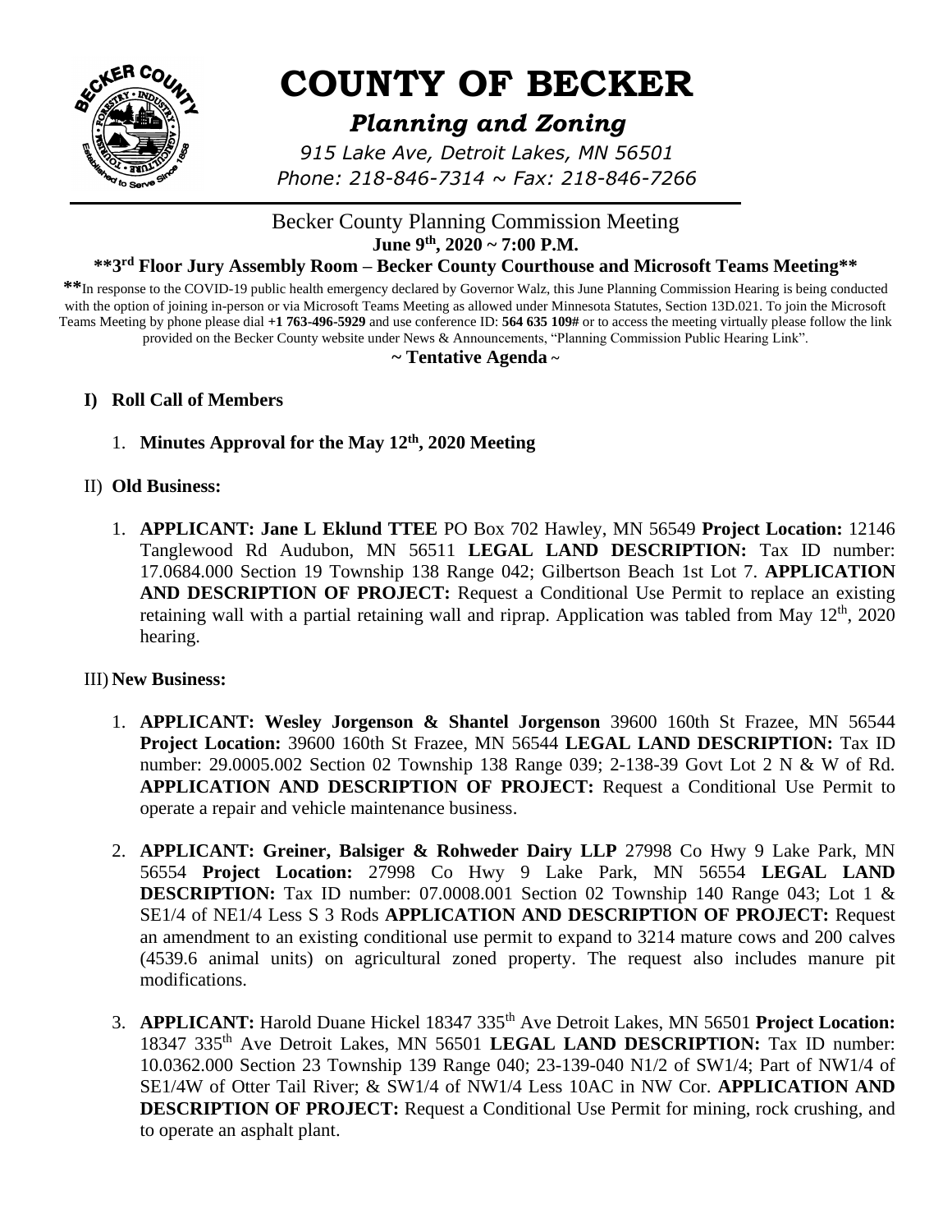# COUNTY OF BECKER

## *Planning and Zoning*

*915 Lake Ave, Detroit Lakes, MN 56501*
*Phone: 218-846-7314 ~ Fax: 218-846-7266*

Becker County Planning Commission Meeting
**June 9th, 2020 ~ 7:00 P.M.**
**\*\*3rd Floor Jury Assembly Room – Becker County Courthouse and Microsoft Teams Meeting\*\***

**\*\***In response to the COVID-19 public health emergency declared by Governor Walz, this June Planning Commission Hearing is being conducted with the option of joining in-person or via Microsoft Teams Meeting as allowed under Minnesota Statutes, Section 13D.021. To join the Microsoft Teams Meeting by phone please dial **+1 763-496-5929** and use conference ID: **564 635 109#** or to access the meeting virtually please follow the link provided on the Becker County website under News & Announcements, "Planning Commission Public Hearing Link".

**~ Tentative Agenda ~**

**I) Roll Call of Members**

1. **Minutes Approval for the May 12th, 2020 Meeting**

II) **Old Business:**

1. **APPLICANT: Jane L Eklund TTEE** PO Box 702 Hawley, MN 56549 **Project Location:** 12146 Tanglewood Rd Audubon, MN 56511 **LEGAL LAND DESCRIPTION:** Tax ID number: 17.0684.000 Section 19 Township 138 Range 042; Gilbertson Beach 1st Lot 7. **APPLICATION AND DESCRIPTION OF PROJECT:** Request a Conditional Use Permit to replace an existing retaining wall with a partial retaining wall and riprap. Application was tabled from May 12th, 2020 hearing.

III) **New Business:**

1. **APPLICANT: Wesley Jorgenson & Shantel Jorgenson** 39600 160th St Frazee, MN 56544 **Project Location:** 39600 160th St Frazee, MN 56544 **LEGAL LAND DESCRIPTION:** Tax ID number: 29.0005.002 Section 02 Township 138 Range 039; 2-138-39 Govt Lot 2 N & W of Rd. **APPLICATION AND DESCRIPTION OF PROJECT:** Request a Conditional Use Permit to operate a repair and vehicle maintenance business.

2. **APPLICANT: Greiner, Balsiger & Rohweder Dairy LLP** 27998 Co Hwy 9 Lake Park, MN 56554 **Project Location:** 27998 Co Hwy 9 Lake Park, MN 56554 **LEGAL LAND DESCRIPTION:** Tax ID number: 07.0008.001 Section 02 Township 140 Range 043; Lot 1 & SE1/4 of NE1/4 Less S 3 Rods **APPLICATION AND DESCRIPTION OF PROJECT:** Request an amendment to an existing conditional use permit to expand to 3214 mature cows and 200 calves (4539.6 animal units) on agricultural zoned property. The request also includes manure pit modifications.

3. **APPLICANT:** Harold Duane Hickel 18347 335th Ave Detroit Lakes, MN 56501 **Project Location:** 18347 335th Ave Detroit Lakes, MN 56501 **LEGAL LAND DESCRIPTION:** Tax ID number: 10.0362.000 Section 23 Township 139 Range 040; 23-139-040 N1/2 of SW1/4; Part of NW1/4 of SE1/4W of Otter Tail River; & SW1/4 of NW1/4 Less 10AC in NW Cor. **APPLICATION AND DESCRIPTION OF PROJECT:** Request a Conditional Use Permit for mining, rock crushing, and to operate an asphalt plant.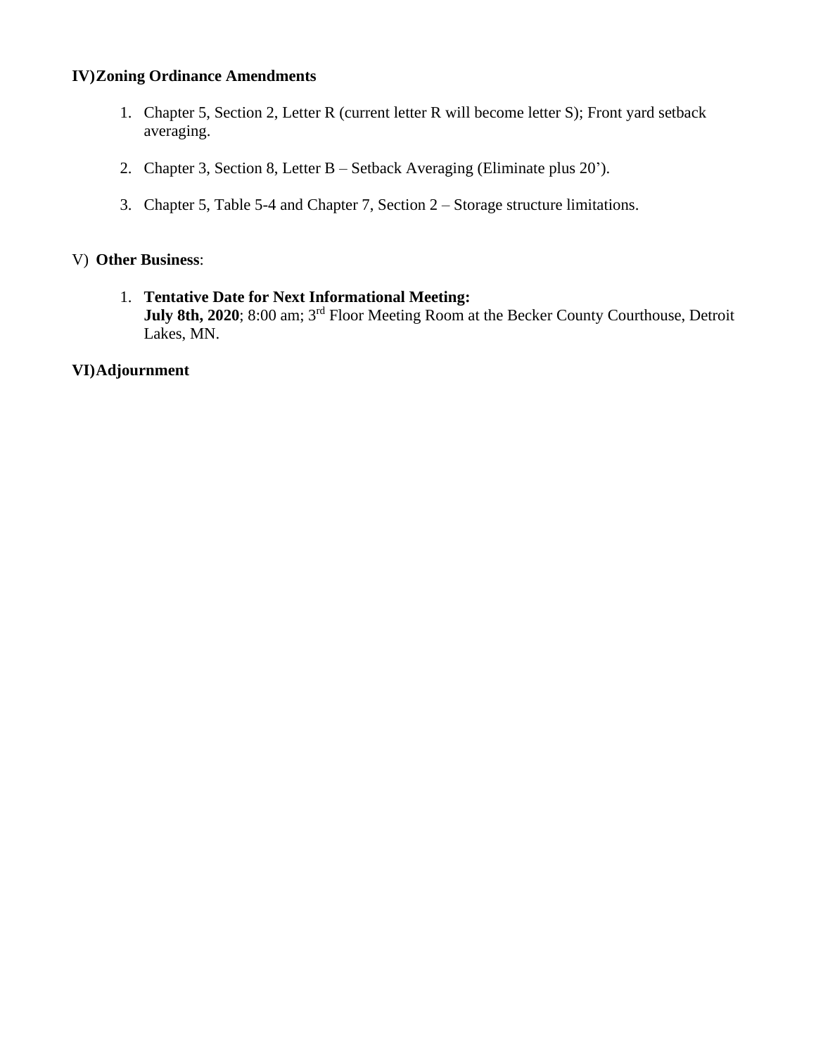**IV) Zoning Ordinance Amendments**

1. Chapter 5, Section 2, Letter R (current letter R will become letter S); Front yard setback averaging.

2. Chapter 3, Section 8, Letter B – Setback Averaging (Eliminate plus 20').

3. Chapter 5, Table 5-4 and Chapter 7, Section 2 – Storage structure limitations.

V) **Other Business**:

1. **Tentative Date for Next Informational Meeting:**
   **July 8th, 2020**; 8:00 am; 3rd Floor Meeting Room at the Becker County Courthouse, Detroit Lakes, MN.

**VI) Adjournment**